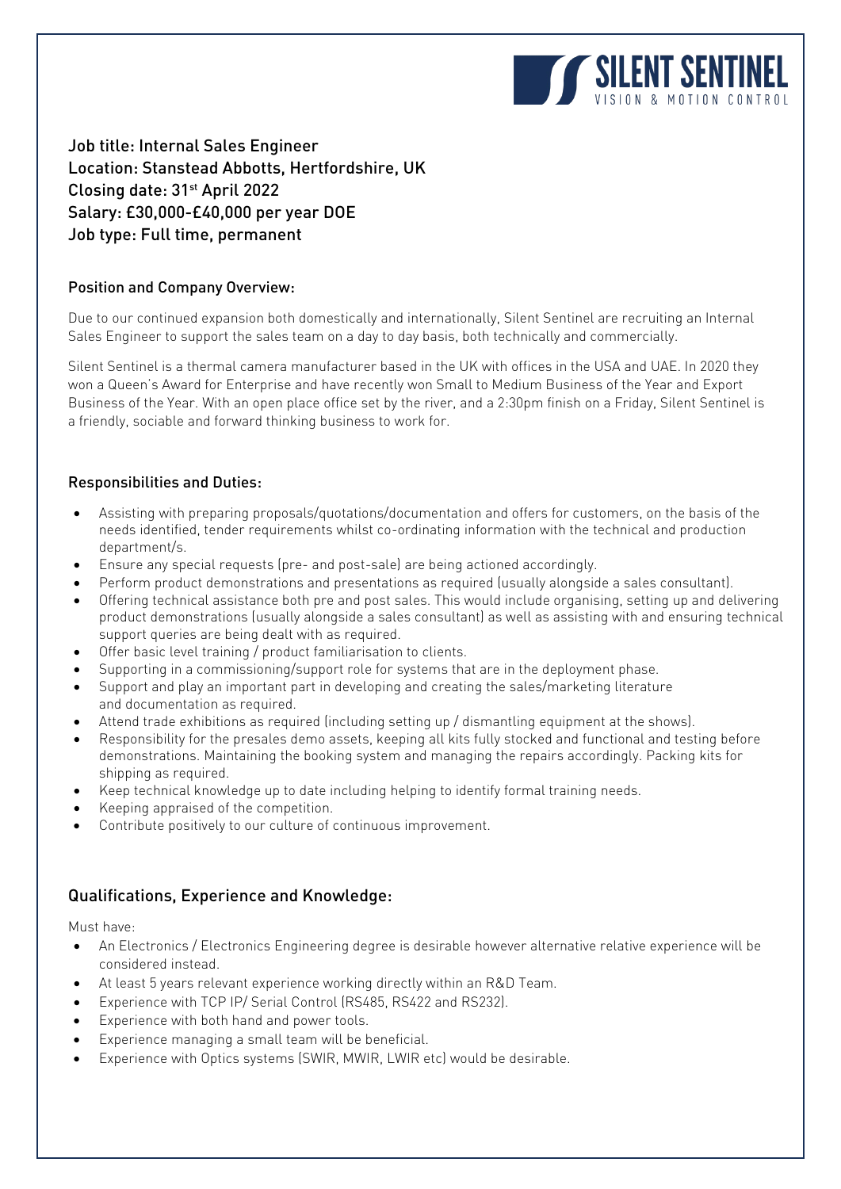SILENT SENTINEL
VISION & MOTION CONTROL

Job title: Internal Sales Engineer
Location: Stanstead Abbotts, Hertfordshire, UK
Closing date: 31st April 2022
Salary: £30,000-£40,000 per year DOE
Job type: Full time, permanent

### Position and Company Overview:

Due to our continued expansion both domestically and internationally, Silent Sentinel are recruiting an Internal Sales Engineer to support the sales team on a day to day basis, both technically and commercially.

Silent Sentinel is a thermal camera manufacturer based in the UK with offices in the USA and UAE. In 2020 they won a Queen's Award for Enterprise and have recently won Small to Medium Business of the Year and Export Business of the Year. With an open place office set by the river, and a 2:30pm finish on a Friday, Silent Sentinel is a friendly, sociable and forward thinking business to work for.

### Responsibilities and Duties:

- Assisting with preparing proposals/quotations/documentation and offers for customers, on the basis of the needs identified, tender requirements whilst co-ordinating information with the technical and production department/s.
- Ensure any special requests (pre- and post-sale) are being actioned accordingly.
- Perform product demonstrations and presentations as required (usually alongside a sales consultant).
- Offering technical assistance both pre and post sales. This would include organising, setting up and delivering product demonstrations (usually alongside a sales consultant) as well as assisting with and ensuring technical support queries are being dealt with as required.
- Offer basic level training / product familiarisation to clients.
- Supporting in a commissioning/support role for systems that are in the deployment phase.
- Support and play an important part in developing and creating the sales/marketing literature and documentation as required.
- Attend trade exhibitions as required (including setting up / dismantling equipment at the shows).
- Responsibility for the presales demo assets, keeping all kits fully stocked and functional and testing before demonstrations. Maintaining the booking system and managing the repairs accordingly. Packing kits for shipping as required.
- Keep technical knowledge up to date including helping to identify formal training needs.
- Keeping appraised of the competition.
- Contribute positively to our culture of continuous improvement.

### Qualifications, Experience and Knowledge:

Must have:

- An Electronics / Electronics Engineering degree is desirable however alternative relative experience will be considered instead.
- At least 5 years relevant experience working directly within an R&D Team.
- Experience with TCP IP/ Serial Control (RS485, RS422 and RS232).
- Experience with both hand and power tools.
- Experience managing a small team will be beneficial.
- Experience with Optics systems (SWIR, MWIR, LWIR etc) would be desirable.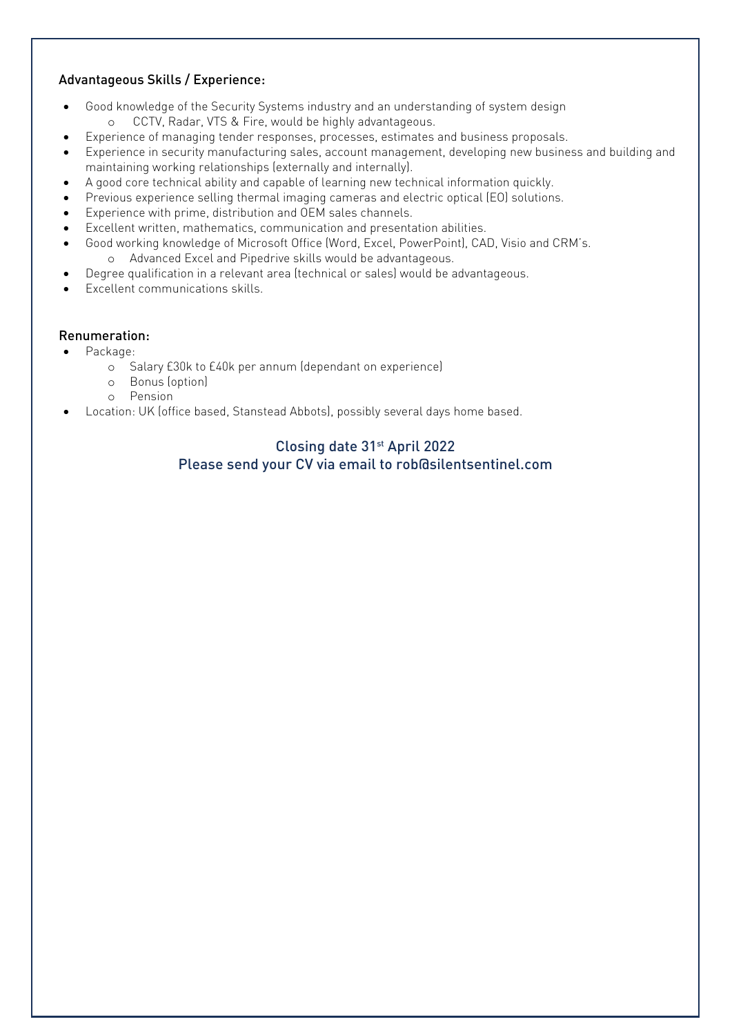### Advantageous Skills / Experience:

- Good knowledge of the Security Systems industry and an understanding of system design
  - CCTV, Radar, VTS & Fire, would be highly advantageous.
- Experience of managing tender responses, processes, estimates and business proposals.
- Experience in security manufacturing sales, account management, developing new business and building and maintaining working relationships (externally and internally).
- A good core technical ability and capable of learning new technical information quickly.
- Previous experience selling thermal imaging cameras and electric optical (EO) solutions.
- Experience with prime, distribution and OEM sales channels.
- Excellent written, mathematics, communication and presentation abilities.
- Good working knowledge of Microsoft Office (Word, Excel, PowerPoint), CAD, Visio and CRM's.
  - Advanced Excel and Pipedrive skills would be advantageous.
- Degree qualification in a relevant area (technical or sales) would be advantageous.
- Excellent communications skills.

### Renumeration:

- Package:
  - Salary £30k to £40k per annum (dependant on experience)
  - Bonus (option)
  - Pension
- Location: UK (office based, Stanstead Abbots), possibly several days home based.

**Closing date 31st April 2022**
**Please send your CV via email to rob@silentsentinel.com**